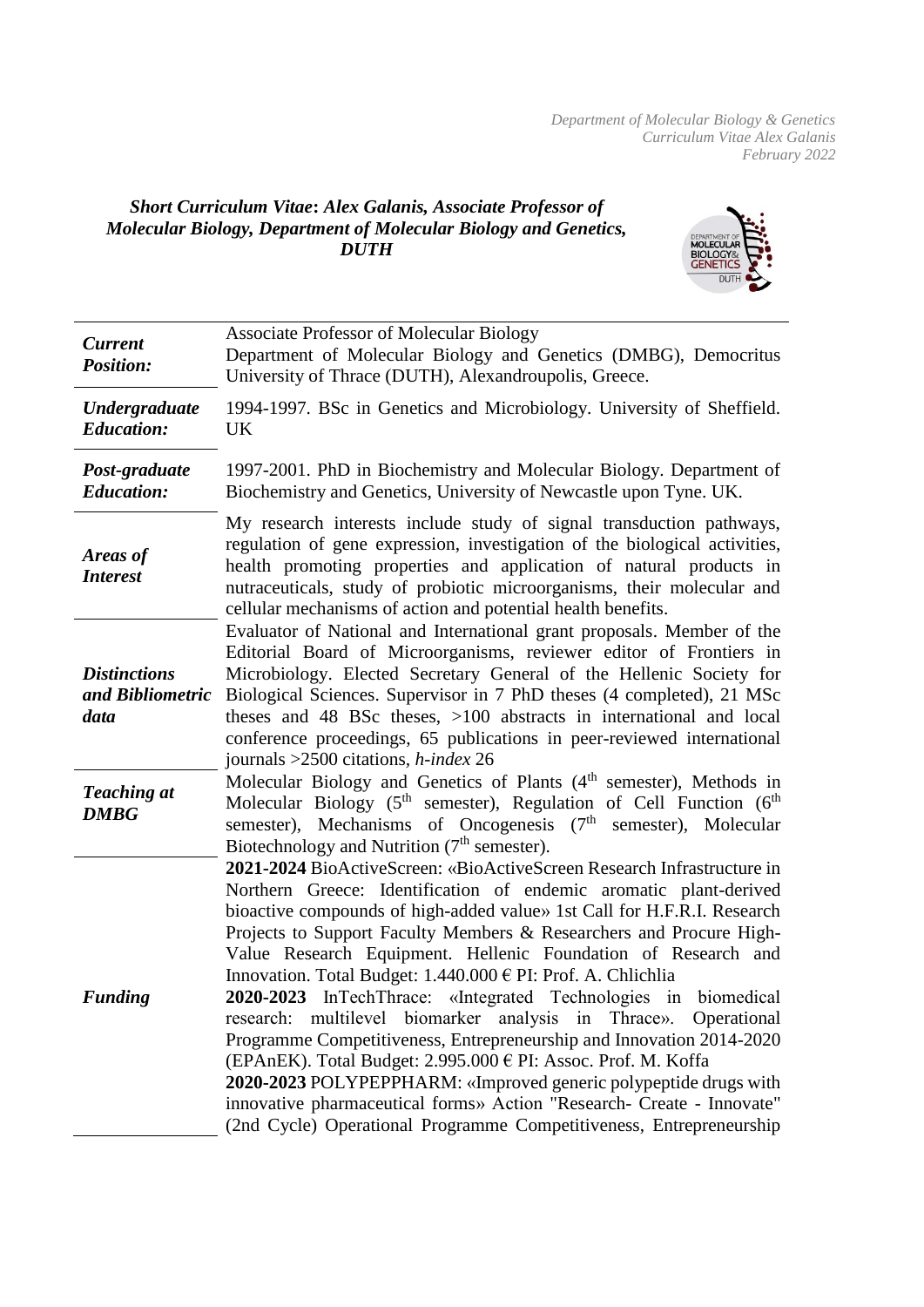### *Short Curriculum Vitae: Alex Galanis, Associate Professor of Molecular Biology, Department of Molecular Biology and Genetics, DUTH*

| | |
|---|---|
| ***Current Position:*** | Associate Professor of Molecular Biology<br>Department of Molecular Biology and Genetics (DMBG), Democritus University of Thrace (DUTH), Alexandroupolis, Greece. |
| ***Undergraduate Education:*** | 1994-1997. BSc in Genetics and Microbiology. University of Sheffield. UK |
| ***Post-graduate Education:*** | 1997-2001. PhD in Biochemistry and Molecular Biology. Department of Biochemistry and Genetics, University of Newcastle upon Tyne. UK. |
| ***Areas of Interest*** | My research interests include study of signal transduction pathways, regulation of gene expression, investigation of the biological activities, health promoting properties and application of natural products in nutraceuticals, study of probiotic microorganisms, their molecular and cellular mechanisms of action and potential health benefits. |
| ***Distinctions and Bibliometric data*** | Evaluator of National and International grant proposals. Member of the Editorial Board of Microorganisms, reviewer editor of Frontiers in Microbiology. Elected Secretary General of the Hellenic Society for Biological Sciences. Supervisor in 7 PhD theses (4 completed), 21 MSc theses and 48 BSc theses, >100 abstracts in international and local conference proceedings, 65 publications in peer-reviewed international journals >2500 citations, *h-index* 26 |
| ***Teaching at DMBG*** | Molecular Biology and Genetics of Plants (4th semester), Methods in Molecular Biology (5th semester), Regulation of Cell Function (6th semester), Mechanisms of Oncogenesis (7th semester), Molecular Biotechnology and Nutrition (7th semester). |
| ***Funding*** | **2021-2024** BioActiveScreen: «BioActiveScreen Research Infrastructure in Northern Greece: Identification of endemic aromatic plant-derived bioactive compounds of high-added value» 1st Call for H.F.R.I. Research Projects to Support Faculty Members & Researchers and Procure High-Value Research Equipment. Hellenic Foundation of Research and Innovation. Total Budget: 1.440.000 € PI: Prof. A. Chlichlia<br>**2020-2023** InTechThrace: «Integrated Technologies in biomedical research: multilevel biomarker analysis in Thrace». Operational Programme Competitiveness, Entrepreneurship and Innovation 2014-2020 (EPAnEK). Total Budget: 2.995.000 € PI: Assoc. Prof. M. Koffa<br>**2020-2023** POLYPEPPHARM: «Improved generic polypeptide drugs with innovative pharmaceutical forms» Action "Research- Create - Innovate" (2nd Cycle) Operational Programme Competitiveness, Entrepreneurship |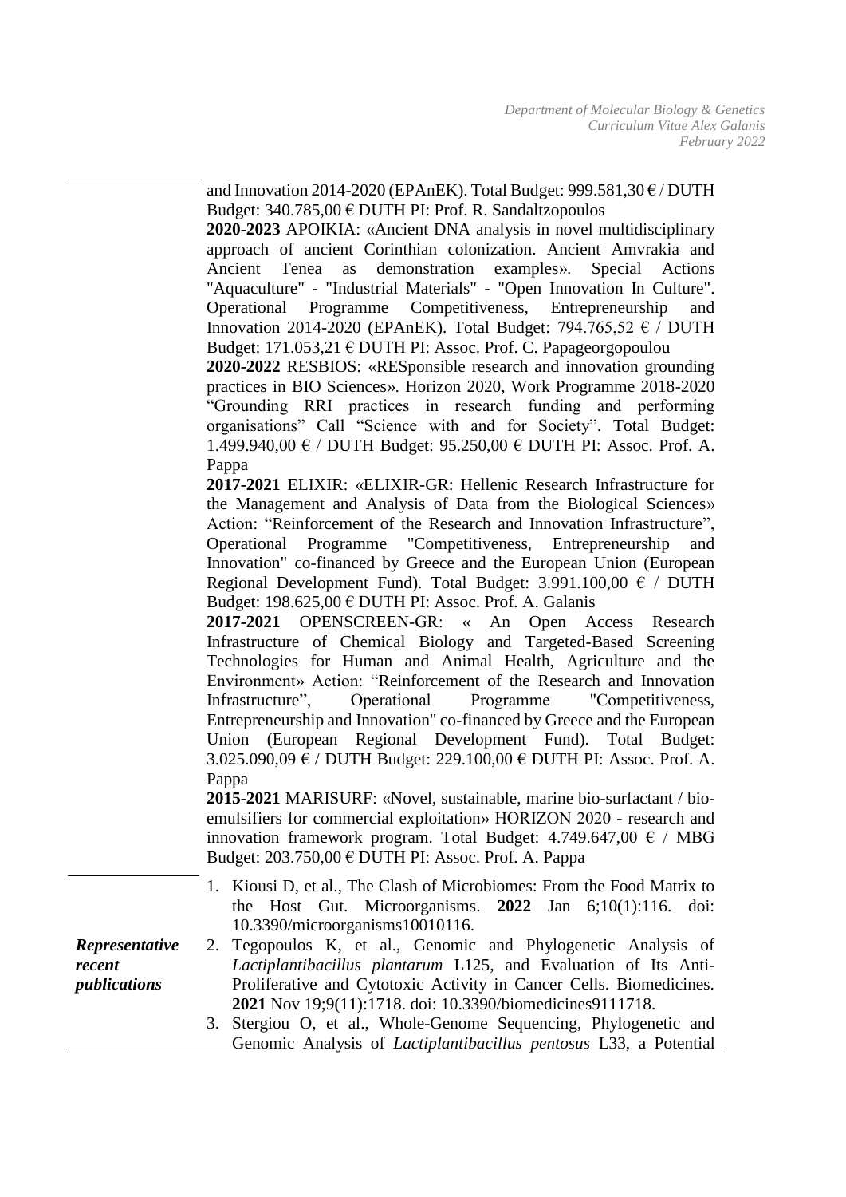and Innovation 2014-2020 (EPAnEK). Total Budget: 999.581,30 € / DUTH Budget: 340.785,00 € DUTH PI: Prof. R. Sandaltzopoulos

**2020-2023** APOIKIA: «Ancient DNA analysis in novel multidisciplinary approach of ancient Corinthian colonization. Ancient Amvrakia and Ancient Tenea as demonstration examples». Special Actions "Aquaculture" - "Industrial Materials" - "Open Innovation In Culture". Operational Programme Competitiveness, Entrepreneurship and Innovation 2014-2020 (EPAnEK). Total Budget: 794.765,52 € / DUTH Budget: 171.053,21 € DUTH PI: Assoc. Prof. C. Papageorgopoulou

**2020-2022** RESBIOS: «RESponsible research and innovation grounding practices in BIO Sciences». Horizon 2020, Work Programme 2018-2020 "Grounding RRI practices in research funding and performing organisations" Call "Science with and for Society". Total Budget: 1.499.940,00 € / DUTH Budget: 95.250,00 € DUTH PI: Assoc. Prof. A. Pappa

**2017-2021** ELIXIR: «ELIXIR-GR: Hellenic Research Infrastructure for the Management and Analysis of Data from the Biological Sciences» Action: "Reinforcement of the Research and Innovation Infrastructure", Operational Programme "Competitiveness, Entrepreneurship and Innovation" co-financed by Greece and the European Union (European Regional Development Fund). Total Budget: 3.991.100,00 € / DUTH Budget: 198.625,00 € DUTH PI: Assoc. Prof. A. Galanis

**2017-2021** OPENSCREEN-GR: « An Open Access Research Infrastructure of Chemical Biology and Targeted-Based Screening Technologies for Human and Animal Health, Agriculture and the Environment» Action: "Reinforcement of the Research and Innovation Infrastructure", Operational Programme "Competitiveness, Entrepreneurship and Innovation" co-financed by Greece and the European Union (European Regional Development Fund). Total Budget: 3.025.090,09 € / DUTH Budget: 229.100,00 € DUTH PI: Assoc. Prof. A. Pappa

**2015-2021** MARISURF: «Novel, sustainable, marine bio-surfactant / bio-emulsifiers for commercial exploitation» HORIZON 2020 - research and innovation framework program. Total Budget: 4.749.647,00 € / MBG Budget: 203.750,00 € DUTH PI: Assoc. Prof. A. Pappa

***Representative recent publications***

1. Kiousi D, et al., The Clash of Microbiomes: From the Food Matrix to the Host Gut. Microorganisms. **2022** Jan 6;10(1):116. doi: 10.3390/microorganisms10010116.
2. Tegopoulos K, et al., Genomic and Phylogenetic Analysis of *Lactiplantibacillus plantarum* L125, and Evaluation of Its Anti-Proliferative and Cytotoxic Activity in Cancer Cells. Biomedicines. **2021** Nov 19;9(11):1718. doi: 10.3390/biomedicines9111718.
3. Stergiou O, et al., Whole-Genome Sequencing, Phylogenetic and Genomic Analysis of *Lactiplantibacillus pentosus* L33, a Potential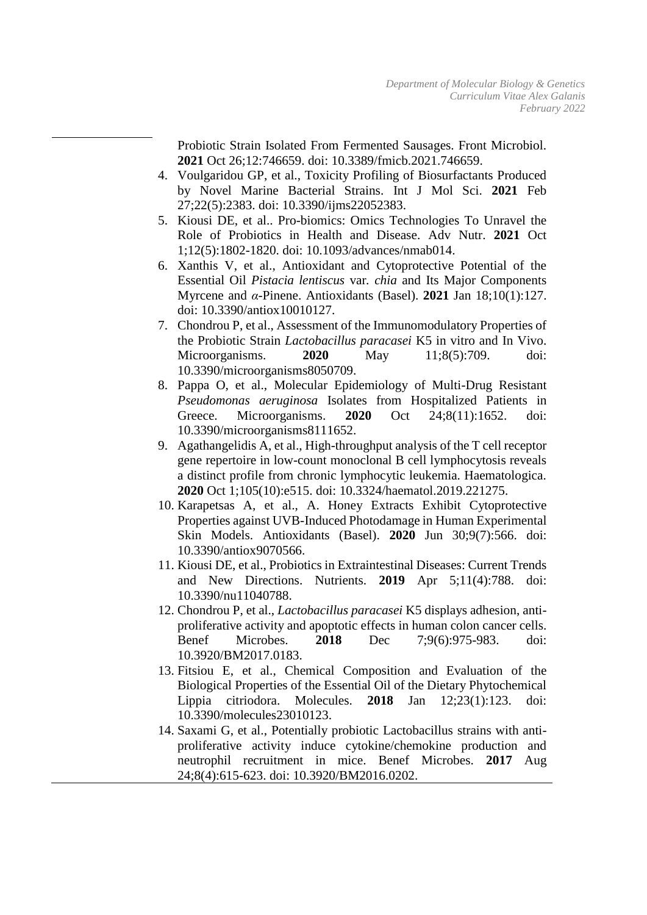Probiotic Strain Isolated From Fermented Sausages. Front Microbiol. **2021** Oct 26;12:746659. doi: 10.3389/fmicb.2021.746659.

4. Voulgaridou GP, et al., Toxicity Profiling of Biosurfactants Produced by Novel Marine Bacterial Strains. Int J Mol Sci. **2021** Feb 27;22(5):2383. doi: 10.3390/ijms22052383.
5. Kiousi DE, et al.. Pro-biomics: Omics Technologies To Unravel the Role of Probiotics in Health and Disease. Adv Nutr. **2021** Oct 1;12(5):1802-1820. doi: 10.1093/advances/nmab014.
6. Xanthis V, et al., Antioxidant and Cytoprotective Potential of the Essential Oil *Pistacia lentiscus* var. *chia* and Its Major Components Myrcene and *α*-Pinene. Antioxidants (Basel). **2021** Jan 18;10(1):127. doi: 10.3390/antiox10010127.
7. Chondrou P, et al., Assessment of the Immunomodulatory Properties of the Probiotic Strain *Lactobacillus paracasei* K5 in vitro and In Vivo. Microorganisms. **2020** May 11;8(5):709. doi: 10.3390/microorganisms8050709.
8. Pappa O, et al., Molecular Epidemiology of Multi-Drug Resistant *Pseudomonas aeruginosa* Isolates from Hospitalized Patients in Greece. Microorganisms. **2020** Oct 24;8(11):1652. doi: 10.3390/microorganisms8111652.
9. Agathangelidis A, et al., High-throughput analysis of the T cell receptor gene repertoire in low-count monoclonal B cell lymphocytosis reveals a distinct profile from chronic lymphocytic leukemia. Haematologica. **2020** Oct 1;105(10):e515. doi: 10.3324/haematol.2019.221275.
10. Karapetsas A, et al., A. Honey Extracts Exhibit Cytoprotective Properties against UVB-Induced Photodamage in Human Experimental Skin Models. Antioxidants (Basel). **2020** Jun 30;9(7):566. doi: 10.3390/antiox9070566.
11. Kiousi DE, et al., Probiotics in Extraintestinal Diseases: Current Trends and New Directions. Nutrients. **2019** Apr 5;11(4):788. doi: 10.3390/nu11040788.
12. Chondrou P, et al., *Lactobacillus paracasei* K5 displays adhesion, anti-proliferative activity and apoptotic effects in human colon cancer cells. Benef Microbes. **2018** Dec 7;9(6):975-983. doi: 10.3920/BM2017.0183.
13. Fitsiou E, et al., Chemical Composition and Evaluation of the Biological Properties of the Essential Oil of the Dietary Phytochemical Lippia citriodora. Molecules. **2018** Jan 12;23(1):123. doi: 10.3390/molecules23010123.
14. Saxami G, et al., Potentially probiotic Lactobacillus strains with anti-proliferative activity induce cytokine/chemokine production and neutrophil recruitment in mice. Benef Microbes. **2017** Aug 24;8(4):615-623. doi: 10.3920/BM2016.0202.